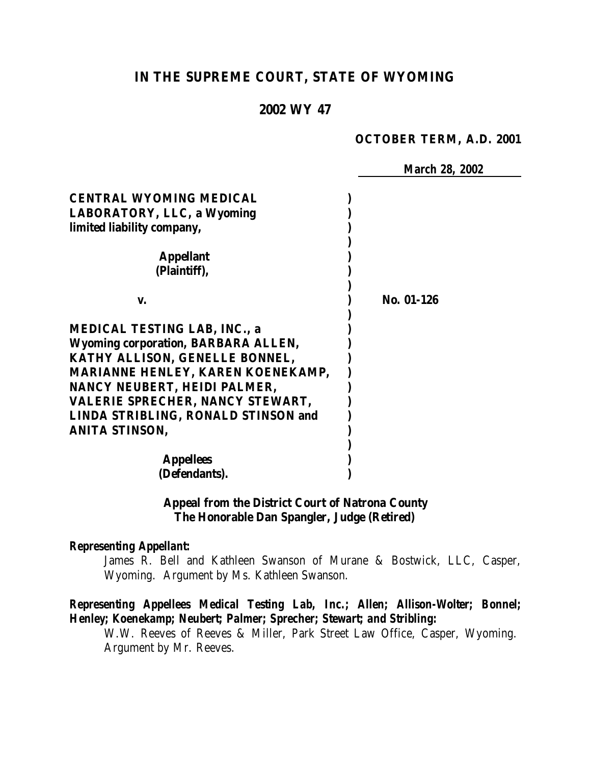# IN THE SUPREME COURT, STATE OF WYOMING

## 2002 WY 47

**OCTOBER TERM, A.D. 2001**

**March 28, 2002**

**CENTRAL WYOMING MEDICAL LABORATORY, LLC, a Wyoming limited liability company,**

**Appellant (Plaintiff),**

**v.** **No. 01-126**

**MEDICAL TESTING LAB, INC., a Wyoming corporation, BARBARA ALLEN, KATHY ALLISON, GENELLE BONNEL, MARIANNE HENLEY, KAREN KOENEKAMP, NANCY NEUBERT, HEIDI PALMER, VALERIE SPRECHER, NANCY STEWART, LINDA STRIBLING, RONALD STINSON and ANITA STINSON,**

**Appellees (Defendants).**

**Appeal from the District Court of Natrona County**
**The Honorable Dan Spangler, Judge (Retired)**

***Representing Appellant:***

James R. Bell and Kathleen Swanson of Murane & Bostwick, LLC, Casper, Wyoming. Argument by Ms. Kathleen Swanson.

***Representing Appellees Medical Testing Lab, Inc.; Allen; Allison-Wolter; Bonnel; Henley; Koenekamp; Neubert; Palmer; Sprecher; Stewart; and Stribling:***

W.W. Reeves of Reeves & Miller, Park Street Law Office, Casper, Wyoming. Argument by Mr. Reeves.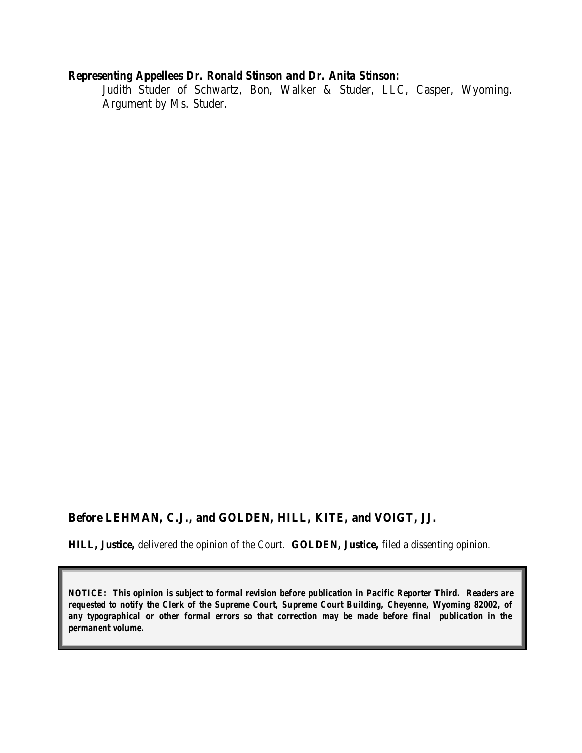**Representing Appellees Dr. Ronald Stinson and Dr. Anita Stinson:**

Judith Studer of Schwartz, Bon, Walker & Studer, LLC, Casper, Wyoming. Argument by Ms. Studer.

**Before LEHMAN, C.J., and GOLDEN, HILL, KITE, and VOIGT, JJ.**

**HILL, Justice,** *delivered the opinion of the Court.* **GOLDEN, Justice,** *filed a dissenting opinion.*

**NOTICE: This opinion is subject to formal revision before publication in Pacific Reporter Third. Readers are requested to notify the Clerk of the Supreme Court, Supreme Court Building, Cheyenne, Wyoming 82002, of any typographical or other formal errors so that correction may be made before final publication in the permanent volume.**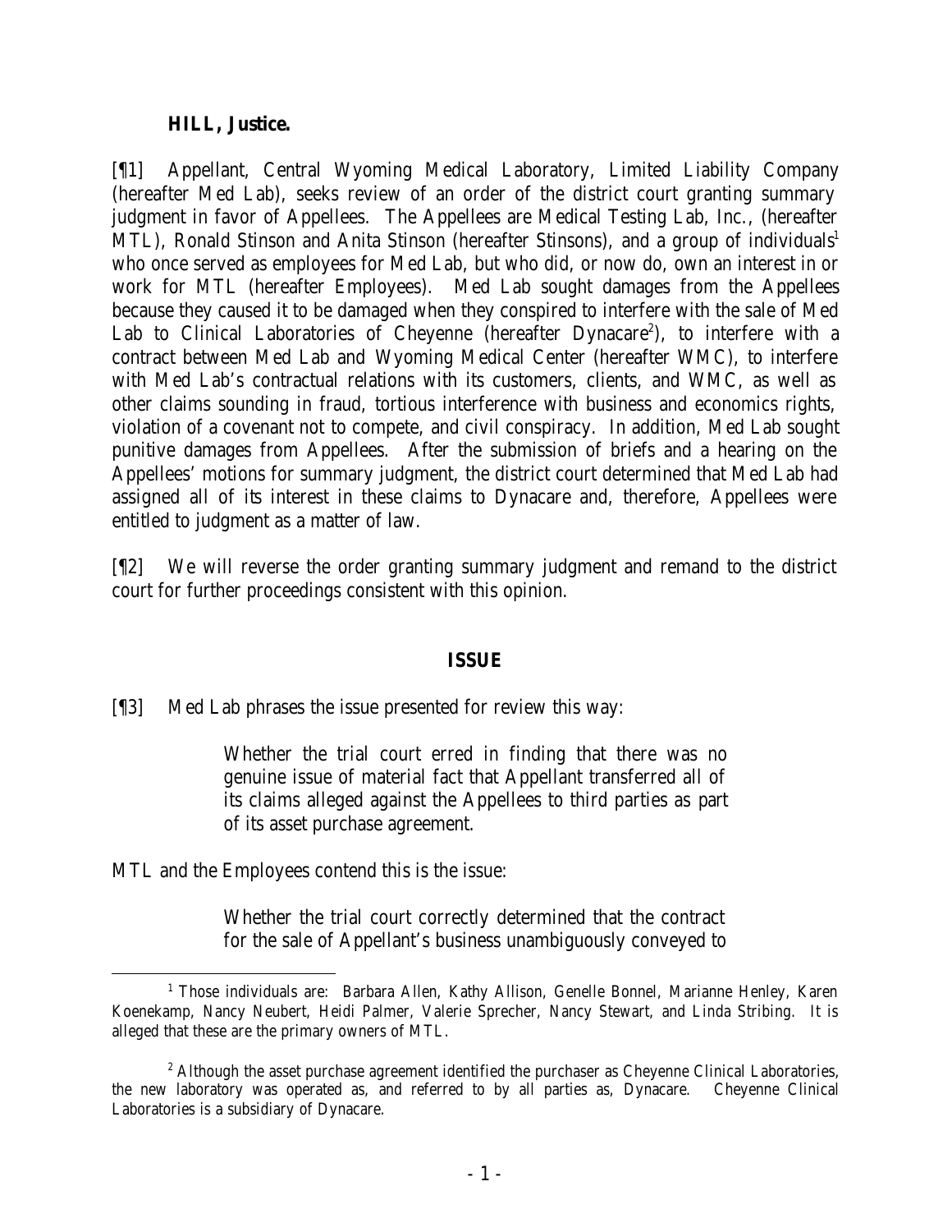**HILL, Justice.**

[¶1] Appellant, Central Wyoming Medical Laboratory, Limited Liability Company (hereafter Med Lab), seeks review of an order of the district court granting summary judgment in favor of Appellees. The Appellees are Medical Testing Lab, Inc., (hereafter MTL), Ronald Stinson and Anita Stinson (hereafter Stinsons), and a group of individuals[1] who once served as employees for Med Lab, but who did, or now do, own an interest in or work for MTL (hereafter Employees). Med Lab sought damages from the Appellees because they caused it to be damaged when they conspired to interfere with the sale of Med Lab to Clinical Laboratories of Cheyenne (hereafter Dynacare[2]), to interfere with a contract between Med Lab and Wyoming Medical Center (hereafter WMC), to interfere with Med Lab's contractual relations with its customers, clients, and WMC, as well as other claims sounding in fraud, tortious interference with business and economics rights, violation of a covenant not to compete, and civil conspiracy. In addition, Med Lab sought punitive damages from Appellees. After the submission of briefs and a hearing on the Appellees' motions for summary judgment, the district court determined that Med Lab had assigned all of its interest in these claims to Dynacare and, therefore, Appellees were entitled to judgment as a matter of law.

[¶2] We will reverse the order granting summary judgment and remand to the district court for further proceedings consistent with this opinion.

## ISSUE

[¶3] Med Lab phrases the issue presented for review this way:

> Whether the trial court erred in finding that there was no genuine issue of material fact that Appellant transferred all of its claims alleged against the Appellees to third parties as part of its asset purchase agreement.

MTL and the Employees contend this is the issue:

> Whether the trial court correctly determined that the contract for the sale of Appellant's business unambiguously conveyed to

[1] Those individuals are: Barbara Allen, Kathy Allison, Genelle Bonnel, Marianne Henley, Karen Koenekamp, Nancy Neubert, Heidi Palmer, Valerie Sprecher, Nancy Stewart, and Linda Stribing. It is alleged that these are the primary owners of MTL.

[2] Although the asset purchase agreement identified the purchaser as Cheyenne Clinical Laboratories, the new laboratory was operated as, and referred to by all parties as, Dynacare. Cheyenne Clinical Laboratories is a subsidiary of Dynacare.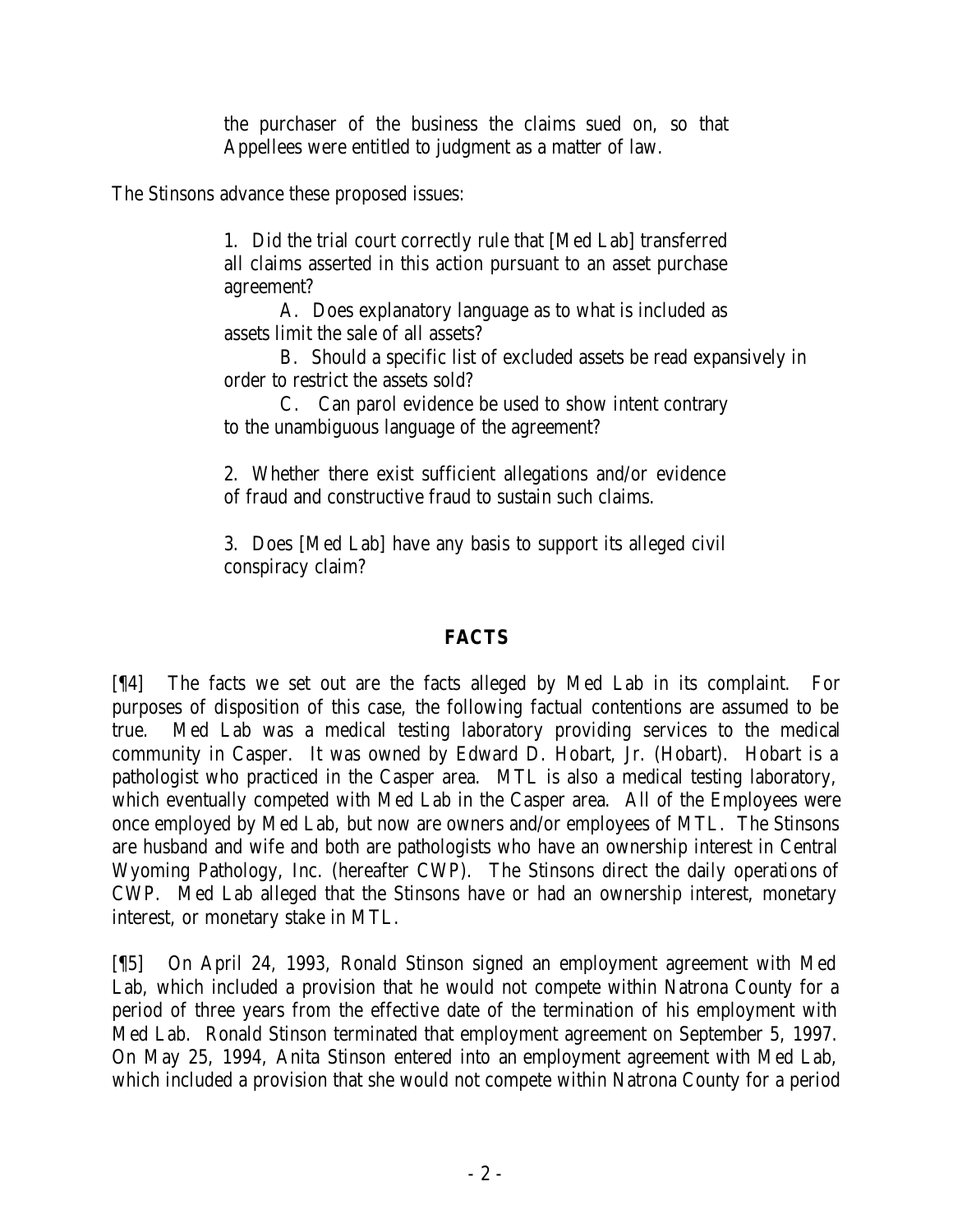the purchaser of the business the claims sued on, so that Appellees were entitled to judgment as a matter of law.

The Stinsons advance these proposed issues:

> 1. Did the trial court correctly rule that [Med Lab] transferred all claims asserted in this action pursuant to an asset purchase agreement?
>
> A. Does explanatory language as to what is included as assets limit the sale of all assets?
>
> B. Should a specific list of excluded assets be read expansively in order to restrict the assets sold?
>
> C. Can parol evidence be used to show intent contrary to the unambiguous language of the agreement?
>
> 2. Whether there exist sufficient allegations and/or evidence of fraud and constructive fraud to sustain such claims.
>
> 3. Does [Med Lab] have any basis to support its alleged civil conspiracy claim?

## FACTS

[¶4] The facts we set out are the facts alleged by Med Lab in its complaint. For purposes of disposition of this case, the following factual contentions are assumed to be true. Med Lab was a medical testing laboratory providing services to the medical community in Casper. It was owned by Edward D. Hobart, Jr. (Hobart). Hobart is a pathologist who practiced in the Casper area. MTL is also a medical testing laboratory, which eventually competed with Med Lab in the Casper area. All of the Employees were once employed by Med Lab, but now are owners and/or employees of MTL. The Stinsons are husband and wife and both are pathologists who have an ownership interest in Central Wyoming Pathology, Inc. (hereafter CWP). The Stinsons direct the daily operations of CWP. Med Lab alleged that the Stinsons have or had an ownership interest, monetary interest, or monetary stake in MTL.

[¶5] On April 24, 1993, Ronald Stinson signed an employment agreement with Med Lab, which included a provision that he would not compete within Natrona County for a period of three years from the effective date of the termination of his employment with Med Lab. Ronald Stinson terminated that employment agreement on September 5, 1997. On May 25, 1994, Anita Stinson entered into an employment agreement with Med Lab, which included a provision that she would not compete within Natrona County for a period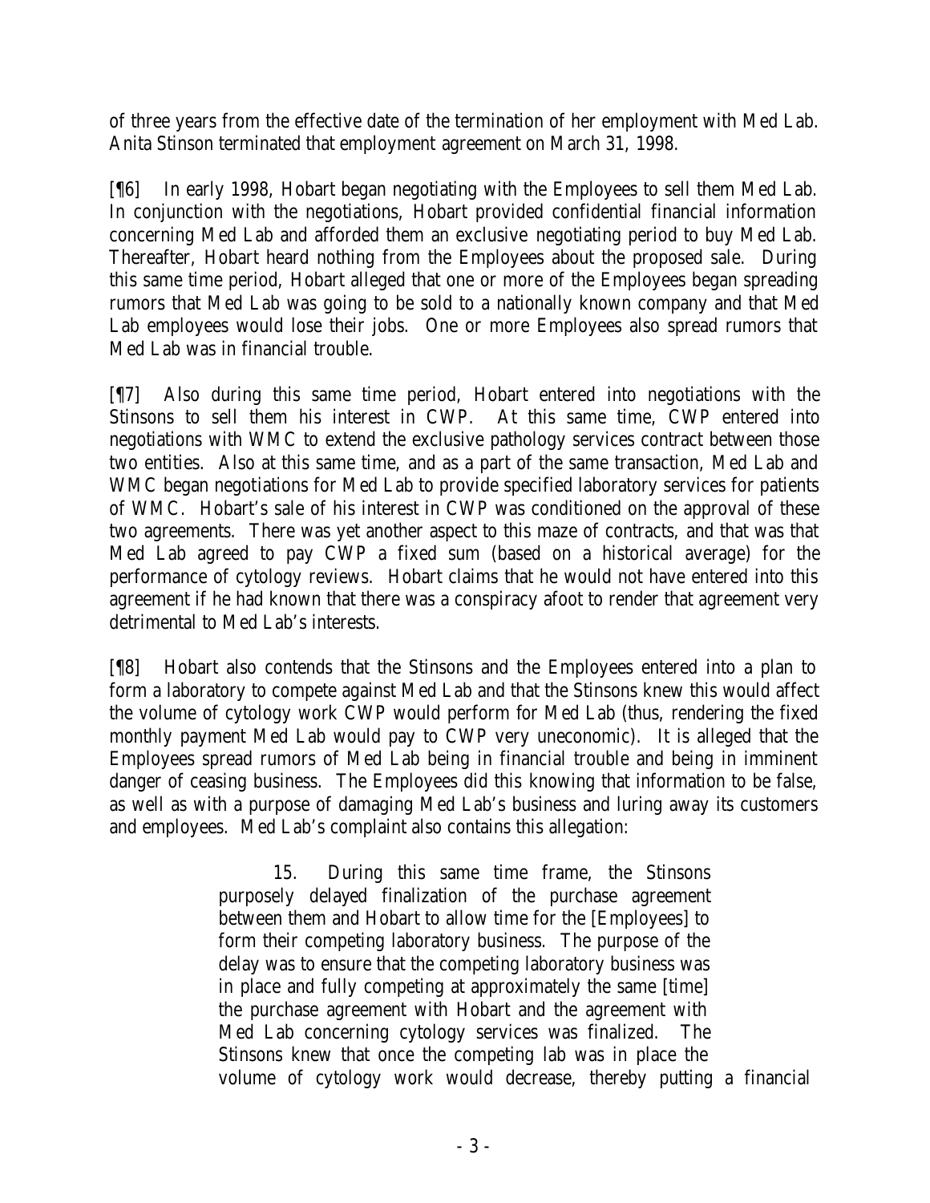of three years from the effective date of the termination of her employment with Med Lab. Anita Stinson terminated that employment agreement on March 31, 1998.

[¶6] In early 1998, Hobart began negotiating with the Employees to sell them Med Lab. In conjunction with the negotiations, Hobart provided confidential financial information concerning Med Lab and afforded them an exclusive negotiating period to buy Med Lab. Thereafter, Hobart heard nothing from the Employees about the proposed sale. During this same time period, Hobart alleged that one or more of the Employees began spreading rumors that Med Lab was going to be sold to a nationally known company and that Med Lab employees would lose their jobs. One or more Employees also spread rumors that Med Lab was in financial trouble.

[¶7] Also during this same time period, Hobart entered into negotiations with the Stinsons to sell them his interest in CWP. At this same time, CWP entered into negotiations with WMC to extend the exclusive pathology services contract between those two entities. Also at this same time, and as a part of the same transaction, Med Lab and WMC began negotiations for Med Lab to provide specified laboratory services for patients of WMC. Hobart's sale of his interest in CWP was conditioned on the approval of these two agreements. There was yet another aspect to this maze of contracts, and that was that Med Lab agreed to pay CWP a fixed sum (based on a historical average) for the performance of cytology reviews. Hobart claims that he would not have entered into this agreement if he had known that there was a conspiracy afoot to render that agreement very detrimental to Med Lab's interests.

[¶8] Hobart also contends that the Stinsons and the Employees entered into a plan to form a laboratory to compete against Med Lab and that the Stinsons knew this would affect the volume of cytology work CWP would perform for Med Lab (thus, rendering the fixed monthly payment Med Lab would pay to CWP very uneconomic). It is alleged that the Employees spread rumors of Med Lab being in financial trouble and being in imminent danger of ceasing business. The Employees did this knowing that information to be false, as well as with a purpose of damaging Med Lab's business and luring away its customers and employees. Med Lab's complaint also contains this allegation:

> 15. During this same time frame, the Stinsons purposely delayed finalization of the purchase agreement between them and Hobart to allow time for the [Employees] to form their competing laboratory business. The purpose of the delay was to ensure that the competing laboratory business was in place and fully competing at approximately the same [time] the purchase agreement with Hobart and the agreement with Med Lab concerning cytology services was finalized. The Stinsons knew that once the competing lab was in place the volume of cytology work would decrease, thereby putting a financial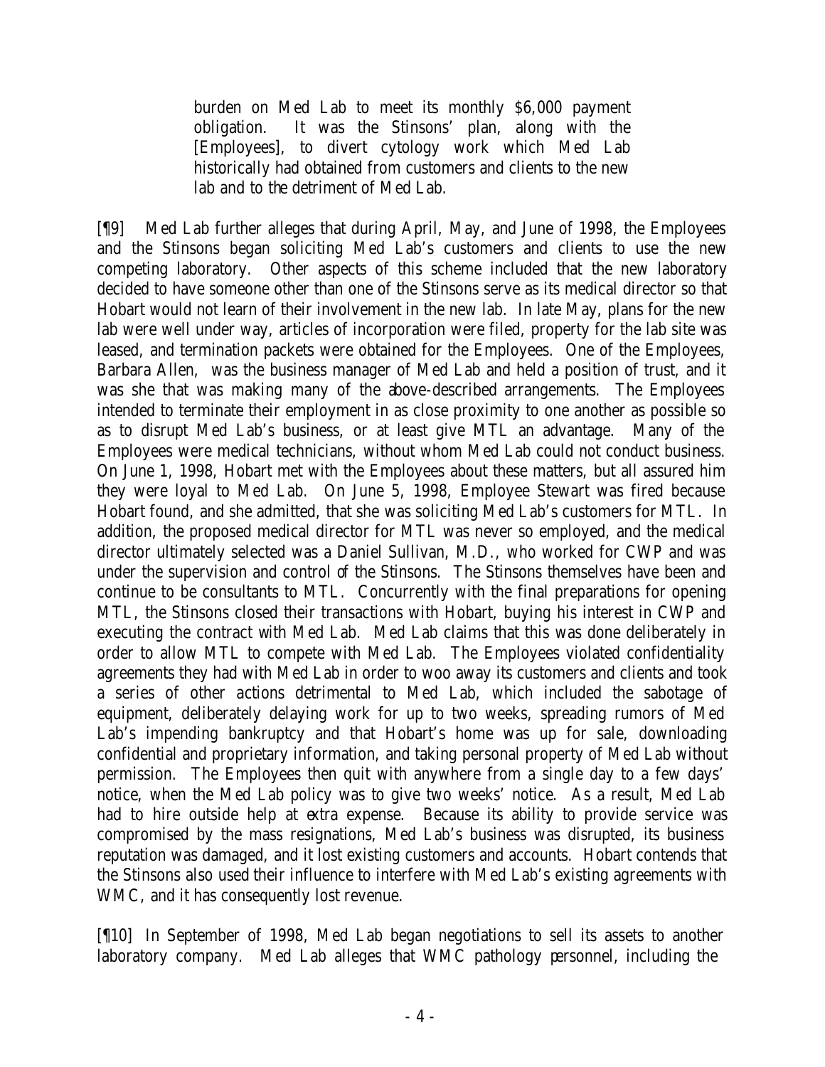> burden on Med Lab to meet its monthly $6,000 payment obligation. It was the Stinsons' plan, along with the [Employees], to divert cytology work which Med Lab historically had obtained from customers and clients to the new lab and to the detriment of Med Lab.

[¶9] Med Lab further alleges that during April, May, and June of 1998, the Employees and the Stinsons began soliciting Med Lab's customers and clients to use the new competing laboratory. Other aspects of this scheme included that the new laboratory decided to have someone other than one of the Stinsons serve as its medical director so that Hobart would not learn of their involvement in the new lab. In late May, plans for the new lab were well under way, articles of incorporation were filed, property for the lab site was leased, and termination packets were obtained for the Employees. One of the Employees, Barbara Allen, was the business manager of Med Lab and held a position of trust, and it was she that was making many of the above-described arrangements. The Employees intended to terminate their employment in as close proximity to one another as possible so as to disrupt Med Lab's business, or at least give MTL an advantage. Many of the Employees were medical technicians, without whom Med Lab could not conduct business. On June 1, 1998, Hobart met with the Employees about these matters, but all assured him they were loyal to Med Lab. On June 5, 1998, Employee Stewart was fired because Hobart found, and she admitted, that she was soliciting Med Lab's customers for MTL. In addition, the proposed medical director for MTL was never so employed, and the medical director ultimately selected was a Daniel Sullivan, M.D., who worked for CWP and was under the supervision and control of the Stinsons. The Stinsons themselves have been and continue to be consultants to MTL. Concurrently with the final preparations for opening MTL, the Stinsons closed their transactions with Hobart, buying his interest in CWP and executing the contract with Med Lab. Med Lab claims that this was done deliberately in order to allow MTL to compete with Med Lab. The Employees violated confidentiality agreements they had with Med Lab in order to woo away its customers and clients and took a series of other actions detrimental to Med Lab, which included the sabotage of equipment, deliberately delaying work for up to two weeks, spreading rumors of Med Lab's impending bankruptcy and that Hobart's home was up for sale, downloading confidential and proprietary information, and taking personal property of Med Lab without permission. The Employees then quit with anywhere from a single day to a few days' notice, when the Med Lab policy was to give two weeks' notice. As a result, Med Lab had to hire outside help at extra expense. Because its ability to provide service was compromised by the mass resignations, Med Lab's business was disrupted, its business reputation was damaged, and it lost existing customers and accounts. Hobart contends that the Stinsons also used their influence to interfere with Med Lab's existing agreements with WMC, and it has consequently lost revenue.

[¶10] In September of 1998, Med Lab began negotiations to sell its assets to another laboratory company. Med Lab alleges that WMC pathology personnel, including the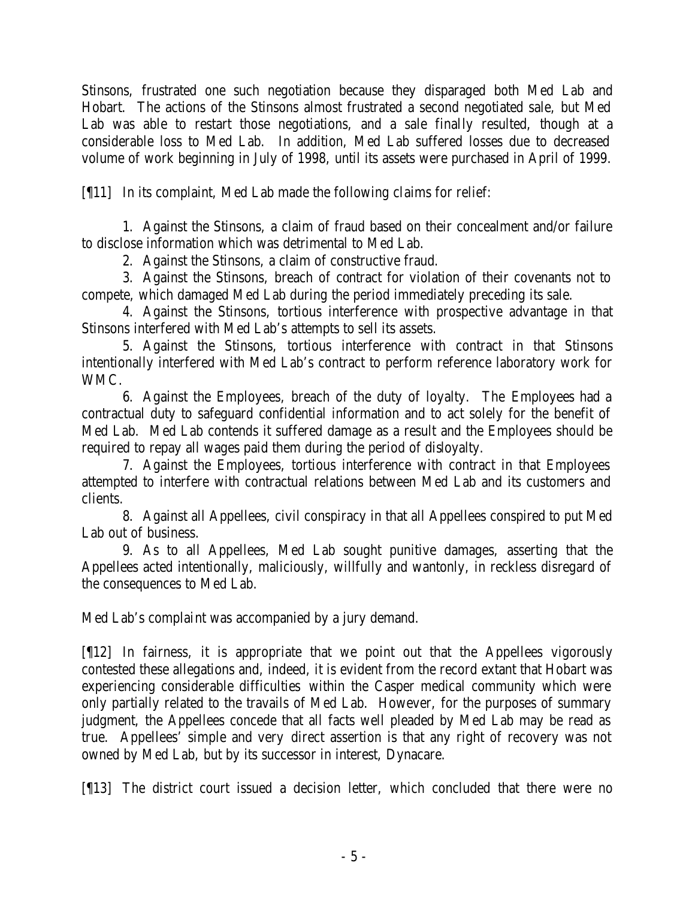Stinsons, frustrated one such negotiation because they disparaged both Med Lab and Hobart. The actions of the Stinsons almost frustrated a second negotiated sale, but Med Lab was able to restart those negotiations, and a sale finally resulted, though at a considerable loss to Med Lab. In addition, Med Lab suffered losses due to decreased volume of work beginning in July of 1998, until its assets were purchased in April of 1999.

[¶11] In its complaint, Med Lab made the following claims for relief:

1. Against the Stinsons, a claim of fraud based on their concealment and/or failure to disclose information which was detrimental to Med Lab.

2. Against the Stinsons, a claim of constructive fraud.

3. Against the Stinsons, breach of contract for violation of their covenants not to compete, which damaged Med Lab during the period immediately preceding its sale.

4. Against the Stinsons, tortious interference with prospective advantage in that Stinsons interfered with Med Lab's attempts to sell its assets.

5. Against the Stinsons, tortious interference with contract in that Stinsons intentionally interfered with Med Lab's contract to perform reference laboratory work for WMC.

6. Against the Employees, breach of the duty of loyalty. The Employees had a contractual duty to safeguard confidential information and to act solely for the benefit of Med Lab. Med Lab contends it suffered damage as a result and the Employees should be required to repay all wages paid them during the period of disloyalty.

7. Against the Employees, tortious interference with contract in that Employees attempted to interfere with contractual relations between Med Lab and its customers and clients.

8. Against all Appellees, civil conspiracy in that all Appellees conspired to put Med Lab out of business.

9. As to all Appellees, Med Lab sought punitive damages, asserting that the Appellees acted intentionally, maliciously, willfully and wantonly, in reckless disregard of the consequences to Med Lab.

Med Lab's complaint was accompanied by a jury demand.

[¶12] In fairness, it is appropriate that we point out that the Appellees vigorously contested these allegations and, indeed, it is evident from the record extant that Hobart was experiencing considerable difficulties within the Casper medical community which were only partially related to the travails of Med Lab. However, for the purposes of summary judgment, the Appellees concede that all facts well pleaded by Med Lab may be read as true. Appellees' simple and very direct assertion is that any right of recovery was not owned by Med Lab, but by its successor in interest, Dynacare.

[¶13] The district court issued a decision letter, which concluded that there were no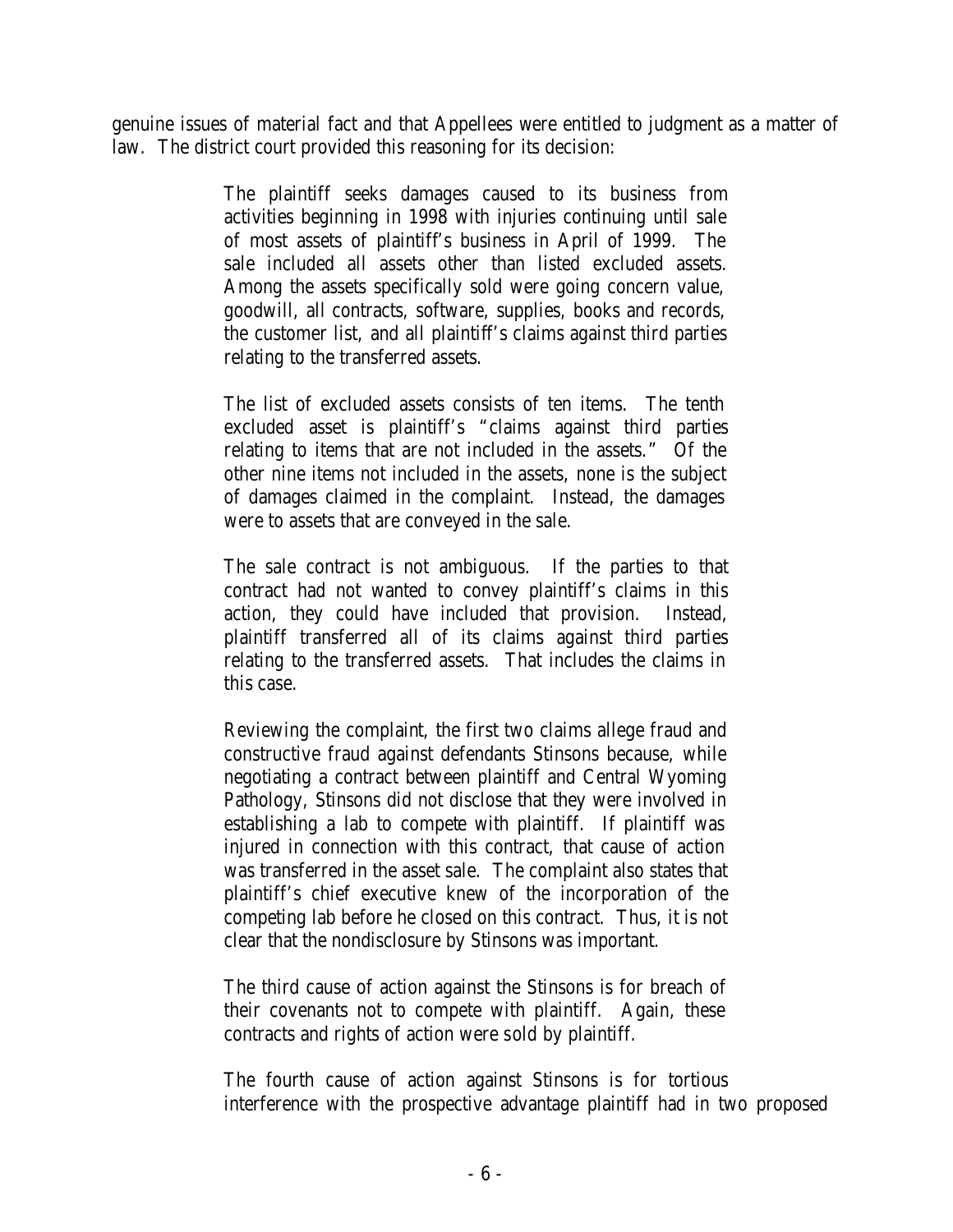genuine issues of material fact and that Appellees were entitled to judgment as a matter of law. The district court provided this reasoning for its decision:

> The plaintiff seeks damages caused to its business from activities beginning in 1998 with injuries continuing until sale of most assets of plaintiff's business in April of 1999. The sale included all assets other than listed excluded assets. Among the assets specifically sold were going concern value, goodwill, all contracts, software, supplies, books and records, the customer list, and all plaintiff's claims against third parties relating to the transferred assets.
>
> The list of excluded assets consists of ten items. The tenth excluded asset is plaintiff's "claims against third parties relating to items that are not included in the assets." Of the other nine items not included in the assets, none is the subject of damages claimed in the complaint. Instead, the damages were to assets that are conveyed in the sale.
>
> The sale contract is not ambiguous. If the parties to that contract had not wanted to convey plaintiff's claims in this action, they could have included that provision. Instead, plaintiff transferred all of its claims against third parties relating to the transferred assets. That includes the claims in this case.
>
> Reviewing the complaint, the first two claims allege fraud and constructive fraud against defendants Stinsons because, while negotiating a contract between plaintiff and Central Wyoming Pathology, Stinsons did not disclose that they were involved in establishing a lab to compete with plaintiff. If plaintiff was injured in connection with this contract, that cause of action was transferred in the asset sale. The complaint also states that plaintiff's chief executive knew of the incorporation of the competing lab before he closed on this contract. Thus, it is not clear that the nondisclosure by Stinsons was important.
>
> The third cause of action against the Stinsons is for breach of their covenants not to compete with plaintiff. Again, these contracts and rights of action were sold by plaintiff.
>
> The fourth cause of action against Stinsons is for tortious interference with the prospective advantage plaintiff had in two proposed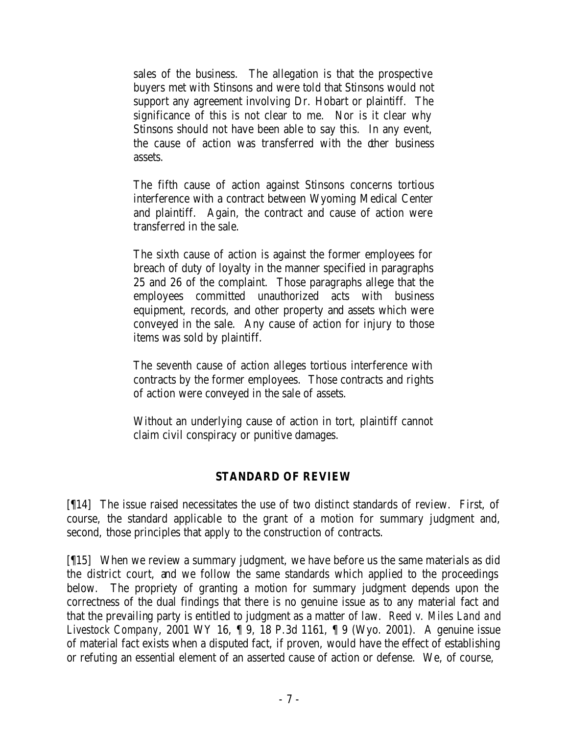> sales of the business. The allegation is that the prospective buyers met with Stinsons and were told that Stinsons would not support any agreement involving Dr. Hobart or plaintiff. The significance of this is not clear to me. Nor is it clear why Stinsons should not have been able to say this. In any event, the cause of action was transferred with the other business assets.
>
> The fifth cause of action against Stinsons concerns tortious interference with a contract between Wyoming Medical Center and plaintiff. Again, the contract and cause of action were transferred in the sale.
>
> The sixth cause of action is against the former employees for breach of duty of loyalty in the manner specified in paragraphs 25 and 26 of the complaint. Those paragraphs allege that the employees committed unauthorized acts with business equipment, records, and other property and assets which were conveyed in the sale. Any cause of action for injury to those items was sold by plaintiff.
>
> The seventh cause of action alleges tortious interference with contracts by the former employees. Those contracts and rights of action were conveyed in the sale of assets.
>
> Without an underlying cause of action in tort, plaintiff cannot claim civil conspiracy or punitive damages.

## STANDARD OF REVIEW

[¶14] The issue raised necessitates the use of two distinct standards of review. First, of course, the standard applicable to the grant of a motion for summary judgment and, second, those principles that apply to the construction of contracts.

[¶15] When we review a summary judgment, we have before us the same materials as did the district court, and we follow the same standards which applied to the proceedings below. The propriety of granting a motion for summary judgment depends upon the correctness of the dual findings that there is no genuine issue as to any material fact and that the prevailing party is entitled to judgment as a matter of law. *Reed v. Miles Land and Livestock Company*, 2001 WY 16, ¶ 9, 18 P.3d 1161, ¶ 9 (Wyo. 2001). A genuine issue of material fact exists when a disputed fact, if proven, would have the effect of establishing or refuting an essential element of an asserted cause of action or defense. We, of course,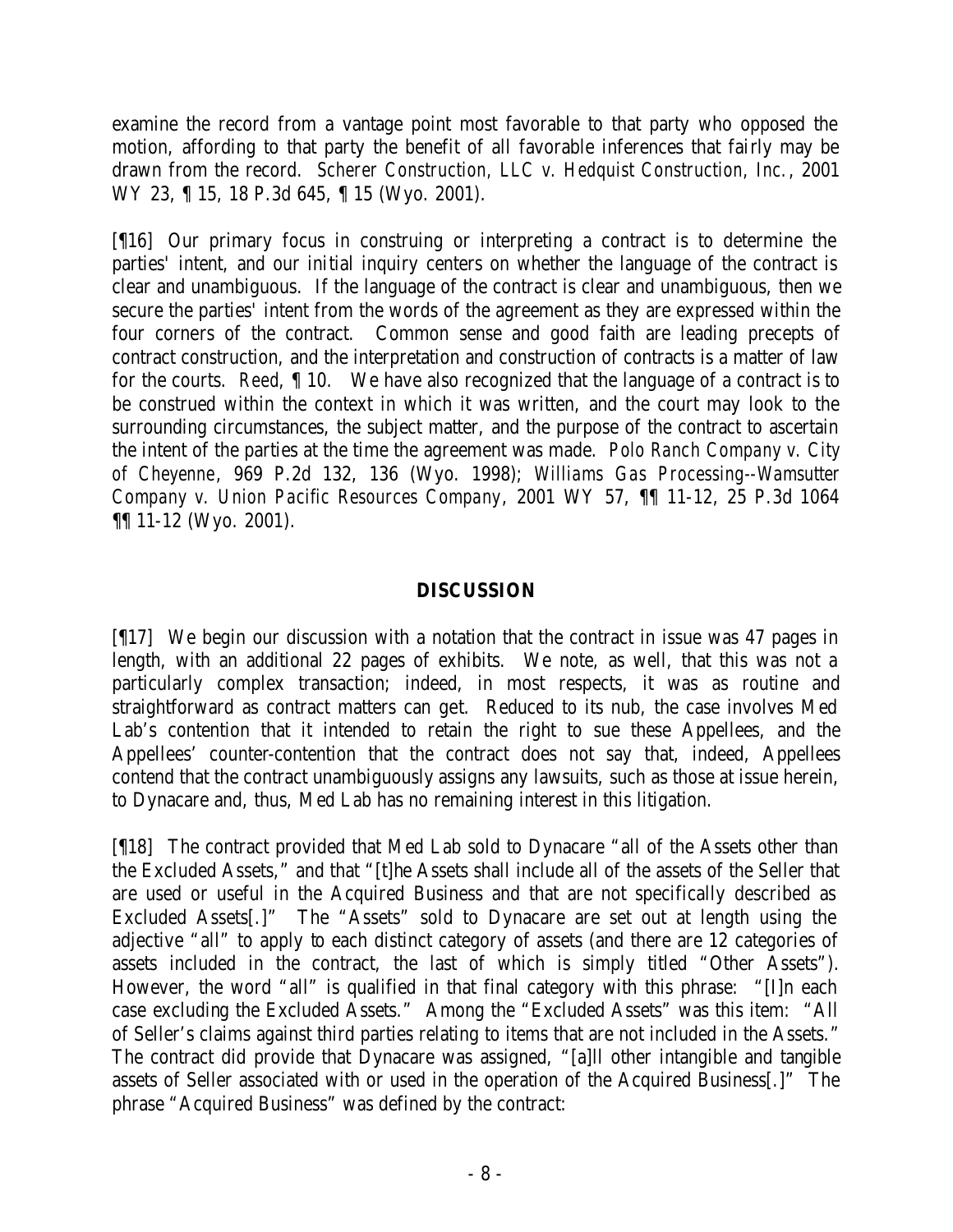examine the record from a vantage point most favorable to that party who opposed the motion, affording to that party the benefit of all favorable inferences that fairly may be drawn from the record. *Scherer Construction, LLC v. Hedquist Construction, Inc.*, 2001 WY 23, ¶ 15, 18 P.3d 645, ¶ 15 (Wyo. 2001).

[¶16] Our primary focus in construing or interpreting a contract is to determine the parties' intent, and our initial inquiry centers on whether the language of the contract is clear and unambiguous. If the language of the contract is clear and unambiguous, then we secure the parties' intent from the words of the agreement as they are expressed within the four corners of the contract. Common sense and good faith are leading precepts of contract construction, and the interpretation and construction of contracts is a matter of law for the courts. *Reed*, ¶ 10. We have also recognized that the language of a contract is to be construed within the context in which it was written, and the court may look to the surrounding circumstances, the subject matter, and the purpose of the contract to ascertain the intent of the parties at the time the agreement was made. *Polo Ranch Company v. City of Cheyenne*, 969 P.2d 132, 136 (Wyo. 1998); *Williams Gas Processing--Wamsutter Company v. Union Pacific Resources Company*, 2001 WY 57, ¶¶ 11-12, 25 P.3d 1064 ¶¶ 11-12 (Wyo. 2001).

## DISCUSSION

[¶17] We begin our discussion with a notation that the contract in issue was 47 pages in length, with an additional 22 pages of exhibits. We note, as well, that this was not a particularly complex transaction; indeed, in most respects, it was as routine and straightforward as contract matters can get. Reduced to its nub, the case involves Med Lab's contention that it intended to retain the right to sue these Appellees, and the Appellees' counter-contention that the contract does not say that, indeed, Appellees contend that the contract unambiguously assigns any lawsuits, such as those at issue herein, to Dynacare and, thus, Med Lab has no remaining interest in this litigation.

[¶18] The contract provided that Med Lab sold to Dynacare "all of the Assets other than the Excluded Assets," and that "[t]he Assets shall include all of the assets of the Seller that are used or useful in the Acquired Business and that are not specifically described as Excluded Assets[.]" The "Assets" sold to Dynacare are set out at length using the adjective "all" to apply to each distinct category of assets (and there are 12 categories of assets included in the contract, the last of which is simply titled "Other Assets"). However, the word "all" is qualified in that final category with this phrase: "[I]n each case excluding the Excluded Assets." Among the "Excluded Assets" was this item: "All of Seller's claims against third parties relating to items that are not included in the Assets." The contract did provide that Dynacare was assigned, "[a]ll other intangible and tangible assets of Seller associated with or used in the operation of the Acquired Business[.]" The phrase "Acquired Business" was defined by the contract: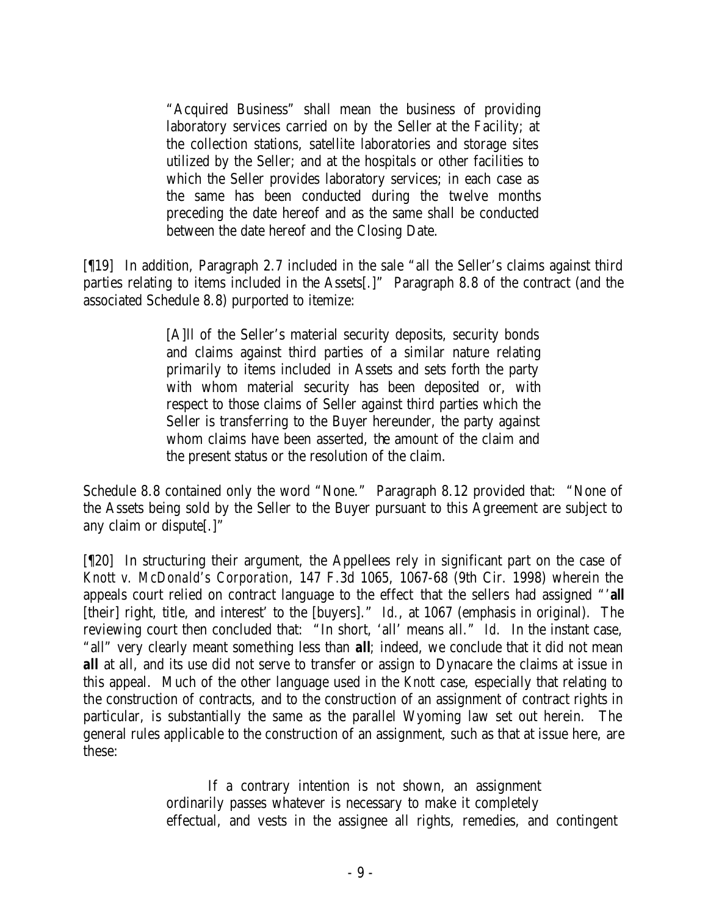> "Acquired Business" shall mean the business of providing laboratory services carried on by the Seller at the Facility; at the collection stations, satellite laboratories and storage sites utilized by the Seller; and at the hospitals or other facilities to which the Seller provides laboratory services; in each case as the same has been conducted during the twelve months preceding the date hereof and as the same shall be conducted between the date hereof and the Closing Date.

[¶19] In addition, Paragraph 2.7 included in the sale "all the Seller's claims against third parties relating to items included in the Assets[.]" Paragraph 8.8 of the contract (and the associated Schedule 8.8) purported to itemize:

> [A]ll of the Seller's material security deposits, security bonds and claims against third parties of a similar nature relating primarily to items included in Assets and sets forth the party with whom material security has been deposited or, with respect to those claims of Seller against third parties which the Seller is transferring to the Buyer hereunder, the party against whom claims have been asserted, the amount of the claim and the present status or the resolution of the claim.

Schedule 8.8 contained only the word "None." Paragraph 8.12 provided that: "None of the Assets being sold by the Seller to the Buyer pursuant to this Agreement are subject to any claim or dispute[.]"

[¶20] In structuring their argument, the Appellees rely in significant part on the case of *Knott v. McDonald's Corporation*, 147 F.3d 1065, 1067-68 (9th Cir. 1998) wherein the appeals court relied on contract language to the effect that the sellers had assigned "'**all** [their] right, title, and interest' to the [buyers]." *Id.*, at 1067 (emphasis in original). The reviewing court then concluded that: "In short, 'all' means all." *Id.* In the instant case, "all" very clearly meant something less than **all**; indeed, we conclude that it did not mean **all** at all, and its use did not serve to transfer or assign to Dynacare the claims at issue in this appeal. Much of the other language used in the *Knott* case, especially that relating to the construction of contracts, and to the construction of an assignment of contract rights in particular, is substantially the same as the parallel Wyoming law set out herein. The general rules applicable to the construction of an assignment, such as that at issue here, are these:

> If a contrary intention is not shown, an assignment ordinarily passes whatever is necessary to make it completely effectual, and vests in the assignee all rights, remedies, and contingent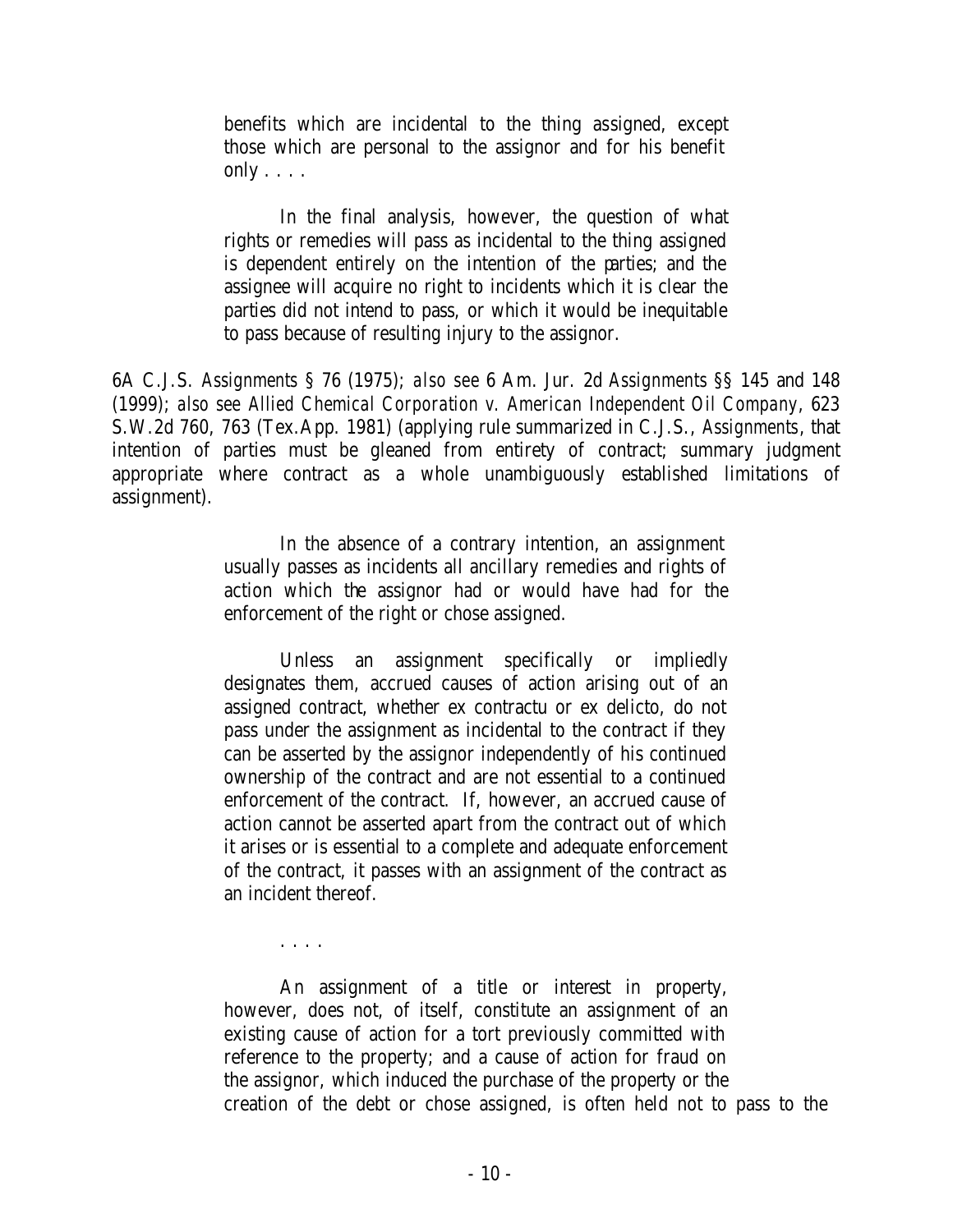> benefits which are incidental to the thing assigned, except those which are personal to the assignor and for his benefit only . . . .
>
> In the final analysis, however, the question of what rights or remedies will pass as incidental to the thing assigned is dependent entirely on the intention of the parties; and the assignee will acquire no right to incidents which it is clear the parties did not intend to pass, or which it would be inequitable to pass because of resulting injury to the assignor.

6A C.J.S. *Assignments* § 76 (1975); *also see* 6 Am. Jur. 2d *Assignments* §§ 145 and 148 (1999); *also see Allied Chemical Corporation v. American Independent Oil Company*, 623 S.W.2d 760, 763 (Tex.App. 1981) (applying rule summarized in C.J.S., *Assignments*, that intention of parties must be gleaned from entirety of contract; summary judgment appropriate where contract as a whole unambiguously established limitations of assignment).

> In the absence of a contrary intention, an assignment usually passes as incidents all ancillary remedies and rights of action which the assignor had or would have had for the enforcement of the right or chose assigned.
>
> Unless an assignment specifically or impliedly designates them, accrued causes of action arising out of an assigned contract, whether ex contractu or ex delicto, do not pass under the assignment as incidental to the contract if they can be asserted by the assignor independently of his continued ownership of the contract and are not essential to a continued enforcement of the contract. If, however, an accrued cause of action cannot be asserted apart from the contract out of which it arises or is essential to a complete and adequate enforcement of the contract, it passes with an assignment of the contract as an incident thereof.
>
> . . . .
>
> An assignment of a title or interest in property, however, does not, of itself, constitute an assignment of an existing cause of action for a tort previously committed with reference to the property; and a cause of action for fraud on the assignor, which induced the purchase of the property or the creation of the debt or chose assigned, is often held not to pass to the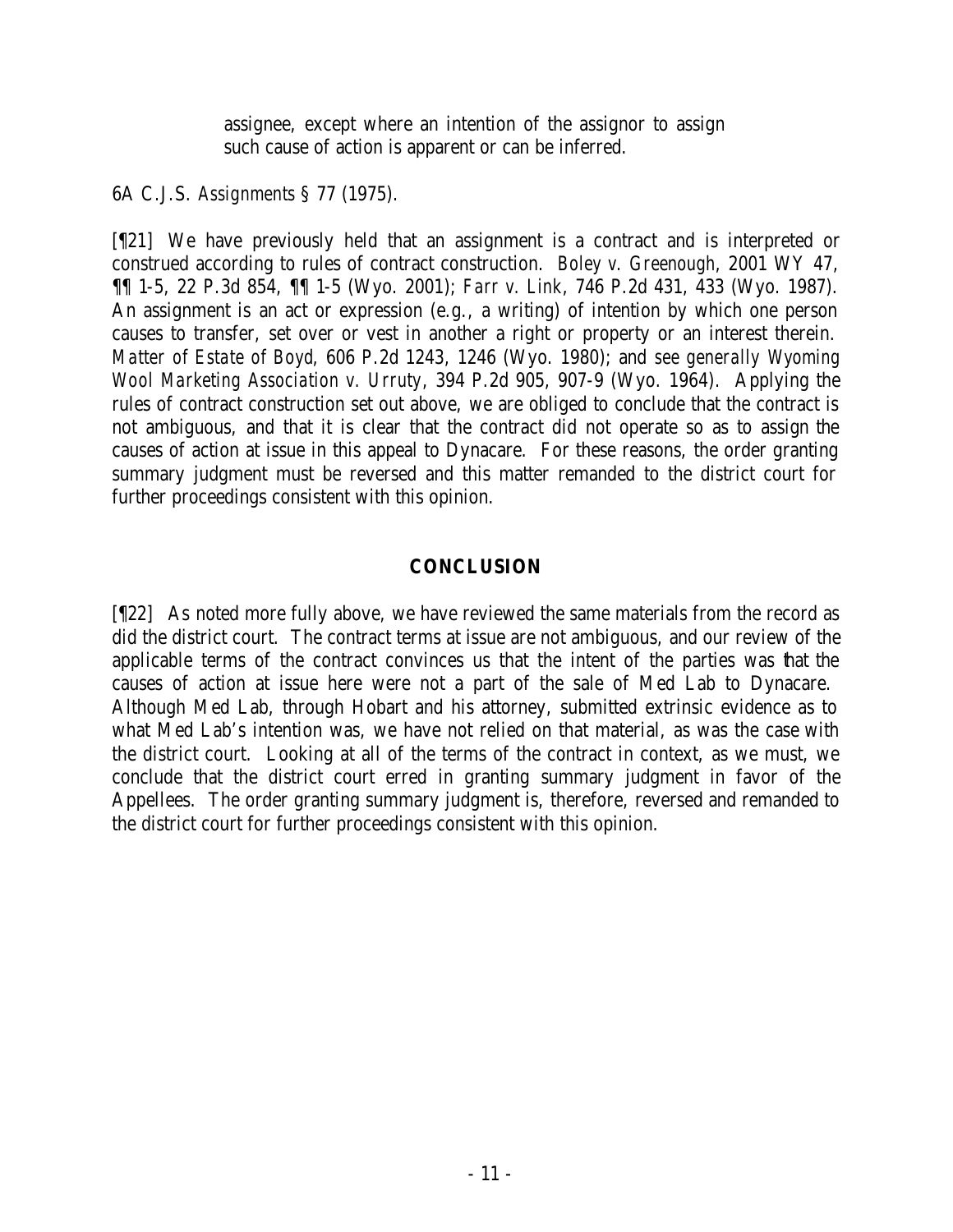> assignee, except where an intention of the assignor to assign such cause of action is apparent or can be inferred.

6A C.J.S. *Assignments* § 77 (1975).

[¶21] We have previously held that an assignment is a contract and is interpreted or construed according to rules of contract construction. *Boley v. Greenough*, 2001 WY 47, ¶¶ 1-5, 22 P.3d 854, ¶¶ 1-5 (Wyo. 2001); *Farr v. Link*, 746 P.2d 431, 433 (Wyo. 1987). An assignment is an act or expression (e.g., a writing) of intention by which one person causes to transfer, set over or vest in another a right or property or an interest therein. *Matter of Estate of Boyd*, 606 P.2d 1243, 1246 (Wyo. 1980); and *see generally Wyoming Wool Marketing Association v. Urruty*, 394 P.2d 905, 907-9 (Wyo. 1964). Applying the rules of contract construction set out above, we are obliged to conclude that the contract is not ambiguous, and that it is clear that the contract did not operate so as to assign the causes of action at issue in this appeal to Dynacare. For these reasons, the order granting summary judgment must be reversed and this matter remanded to the district court for further proceedings consistent with this opinion.

## CONCLUSION

[¶22] As noted more fully above, we have reviewed the same materials from the record as did the district court. The contract terms at issue are not ambiguous, and our review of the applicable terms of the contract convinces us that the intent of the parties was that the causes of action at issue here were not a part of the sale of Med Lab to Dynacare. Although Med Lab, through Hobart and his attorney, submitted extrinsic evidence as to what Med Lab's intention was, we have not relied on that material, as was the case with the district court. Looking at all of the terms of the contract in context, as we must, we conclude that the district court erred in granting summary judgment in favor of the Appellees. The order granting summary judgment is, therefore, reversed and remanded to the district court for further proceedings consistent with this opinion.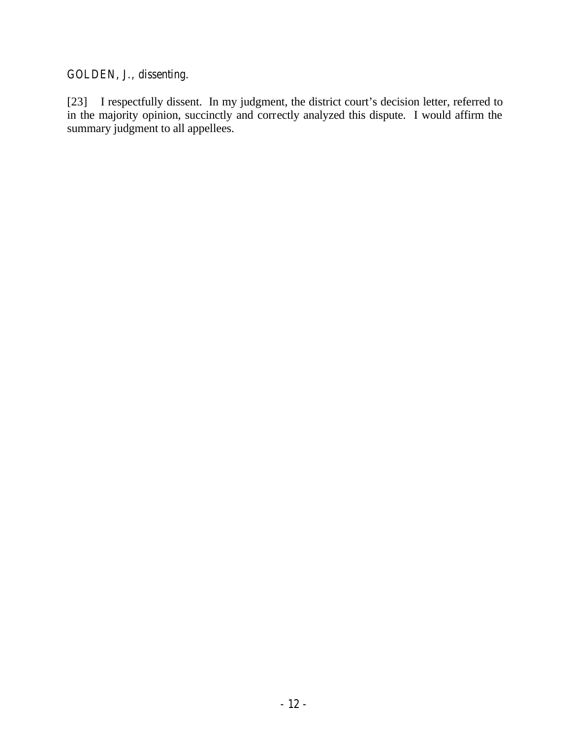GOLDEN, J., dissenting.

[23] I respectfully dissent. In my judgment, the district court's decision letter, referred to in the majority opinion, succinctly and correctly analyzed this dispute. I would affirm the summary judgment to all appellees.